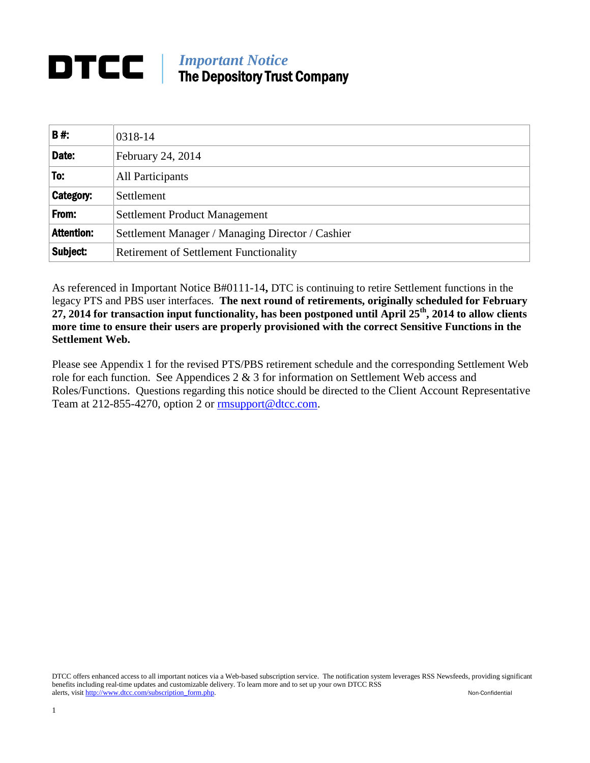# DTCC | *Important Notice* The Depository Trust Company

| **B #:** | 0318-14 |
| --- | --- |
| **Date:** | February 24, 2014 |
| **To:** | All Participants |
| **Category:** | Settlement |
| **From:** | Settlement Product Management |
| **Attention:** | Settlement Manager / Managing Director / Cashier |
| **Subject:** | Retirement of Settlement Functionality |

As referenced in Important Notice B#0111-14**,** DTC is continuing to retire Settlement functions in the legacy PTS and PBS user interfaces. **The next round of retirements, originally scheduled for February 27, 2014 for transaction input functionality, has been postponed until April 25th, 2014 to allow clients more time to ensure their users are properly provisioned with the correct Sensitive Functions in the Settlement Web.**

Please see Appendix 1 for the revised PTS/PBS retirement schedule and the corresponding Settlement Web role for each function. See Appendices 2 & 3 for information on Settlement Web access and Roles/Functions. Questions regarding this notice should be directed to the Client Account Representative Team at 212-855-4270, option 2 or rmsupport@dtcc.com.

DTCC offers enhanced access to all important notices via a Web-based subscription service. The notification system leverages RSS Newsfeeds, providing significant benefits including real-time updates and customizable delivery. To learn more and to set up your own DTCC RSS alerts, visit http://www.dtcc.com/subscription_form.php.

Non-Confidential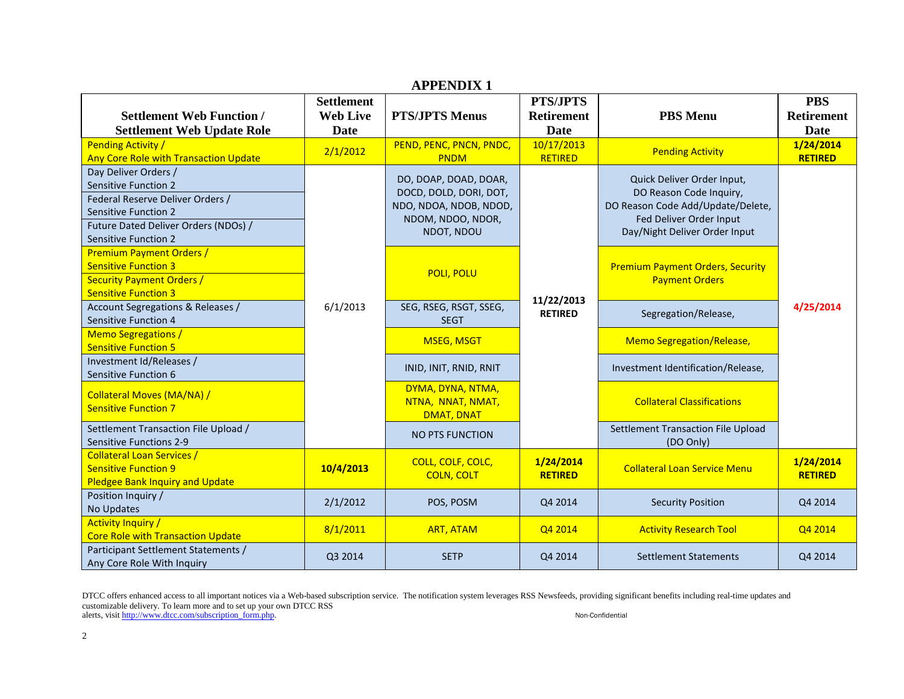# APPENDIX 1

| Settlement Web Function / Settlement Web Update Role | Settlement Web Live Date | PTS/JPTS Menus | PTS/JPTS Retirement Date | PBS Menu | PBS Retirement Date |
|---|---|---|---|---|---|
| Pending Activity / Any Core Role with Transaction Update | 2/1/2012 | PEND, PENC, PNCN, PNDC, PNDM | 10/17/2013 RETIRED | Pending Activity | **1/24/2014 RETIRED** |
| Day Deliver Orders / Sensitive Function 2 | 6/1/2013 | DO, DOAP, DOAD, DOAR, DOCD, DOLD, DORI, DOT, NDO, NDOA, NDOB, NDOD, NDOM, NDOO, NDOR, NDOT, NDOU | **11/22/2013 RETIRED** | Quick Deliver Order Input, DO Reason Code Inquiry, DO Reason Code Add/Update/Delete, Fed Deliver Order Input Day/Night Deliver Order Input | **4/25/2014** |
| Federal Reserve Deliver Orders / Sensitive Function 2 | | | | | |
| Future Dated Deliver Orders (NDOs) / Sensitive Function 2 | | | | | |
| Premium Payment Orders / Sensitive Function 3 | | POLI, POLU | | Premium Payment Orders, Security Payment Orders | |
| Security Payment Orders / Sensitive Function 3 | | | | | |
| Account Segregations & Releases / Sensitive Function 4 | | SEG, RSEG, RSGT, SSEG, SEGT | | Segregation/Release, | |
| Memo Segregations / Sensitive Function 5 | | MSEG, MSGT | | Memo Segregation/Release, | |
| Investment Id/Releases / Sensitive Function 6 | | INID, INIT, RNID, RNIT | | Investment Identification/Release, | |
| Collateral Moves (MA/NA) / Sensitive Function 7 | | DYMA, DYNA, NTMA, NTNA, NNAT, NMAT, DMAT, DNAT | | Collateral Classifications | |
| Settlement Transaction File Upload / Sensitive Functions 2-9 | | NO PTS FUNCTION | | Settlement Transaction File Upload (DO Only) | |
| Collateral Loan Services / Sensitive Function 9 Pledgee Bank Inquiry and Update | **10/4/2013** | COLL, COLF, COLC, COLN, COLT | **1/24/2014 RETIRED** | Collateral Loan Service Menu | **1/24/2014 RETIRED** |
| Position Inquiry / No Updates | 2/1/2012 | POS, POSM | Q4 2014 | Security Position | Q4 2014 |
| Activity Inquiry / Core Role with Transaction Update | 8/1/2011 | ART, ATAM | Q4 2014 | Activity Research Tool | Q4 2014 |
| Participant Settlement Statements / Any Core Role With Inquiry | Q3 2014 | SETP | Q4 2014 | Settlement Statements | Q4 2014 |

DTCC offers enhanced access to all important notices via a Web-based subscription service. The notification system leverages RSS Newsfeeds, providing significant benefits including real-time updates and customizable delivery. To learn more and to set up your own DTCC RSS alerts, visit http://www.dtcc.com/subscription_form.php.

Non-Confidential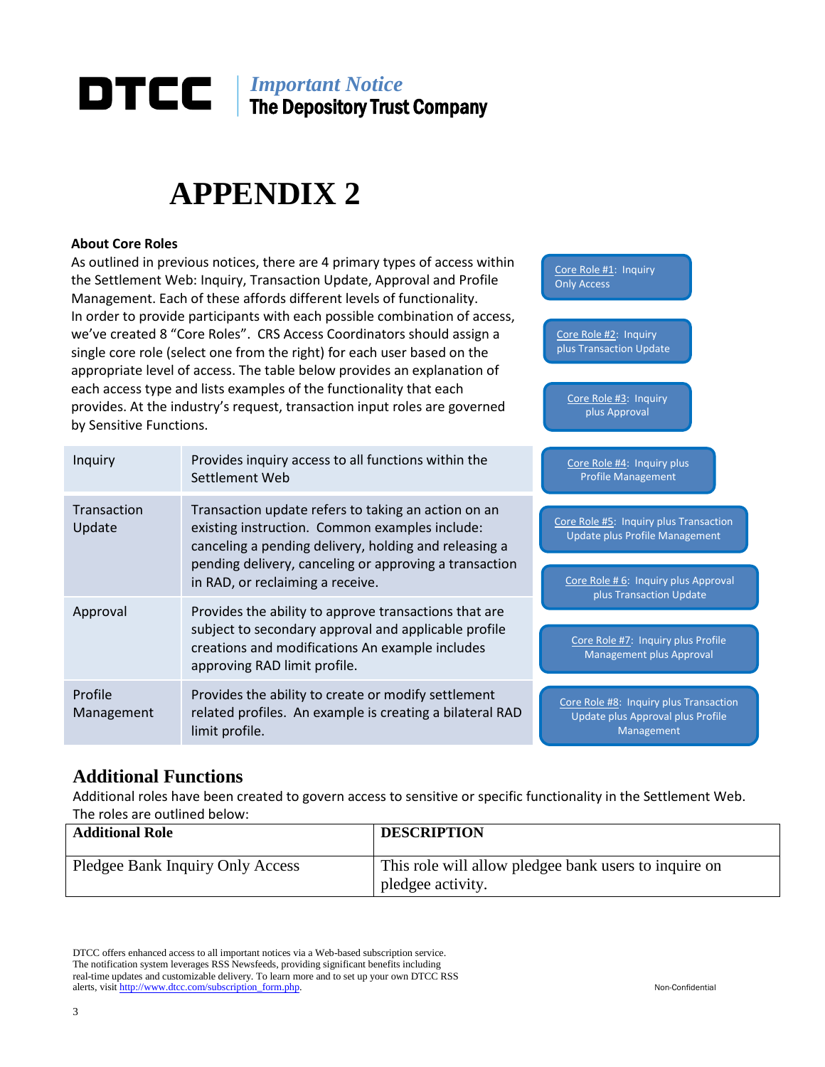# APPENDIX 2

**About Core Roles**

As outlined in previous notices, there are 4 primary types of access within the Settlement Web: Inquiry, Transaction Update, Approval and Profile Management. Each of these affords different levels of functionality. In order to provide participants with each possible combination of access, we've created 8 "Core Roles". CRS Access Coordinators should assign a single core role (select one from the right) for each user based on the appropriate level of access. The table below provides an explanation of each access type and lists examples of the functionality that each provides. At the industry's request, transaction input roles are governed by Sensitive Functions.

- Core Role #1: Inquiry Only Access
- Core Role #2: Inquiry plus Transaction Update
- Core Role #3: Inquiry plus Approval
- Core Role #4: Inquiry plus Profile Management
- Core Role #5: Inquiry plus Transaction Update plus Profile Management
- Core Role # 6: Inquiry plus Approval plus Transaction Update
- Core Role #7: Inquiry plus Profile Management plus Approval
- Core Role #8: Inquiry plus Transaction Update plus Approval plus Profile Management

| | |
|---|---|
| Inquiry | Provides inquiry access to all functions within the Settlement Web |
| Transaction Update | Transaction update refers to taking an action on an existing instruction. Common examples include: canceling a pending delivery, holding and releasing a pending delivery, canceling or approving a transaction in RAD, or reclaiming a receive. |
| Approval | Provides the ability to approve transactions that are subject to secondary approval and applicable profile creations and modifications An example includes approving RAD limit profile. |
| Profile Management | Provides the ability to create or modify settlement related profiles. An example is creating a bilateral RAD limit profile. |

## Additional Functions

Additional roles have been created to govern access to sensitive or specific functionality in the Settlement Web. The roles are outlined below:

| Additional Role | DESCRIPTION |
|---|---|
| Pledgee Bank Inquiry Only Access | This role will allow pledgee bank users to inquire on pledgee activity. |

DTCC offers enhanced access to all important notices via a Web-based subscription service. The notification system leverages RSS Newsfeeds, providing significant benefits including real-time updates and customizable delivery. To learn more and to set up your own DTCC RSS alerts, visit http://www.dtcc.com/subscription_form.php.

Non-Confidential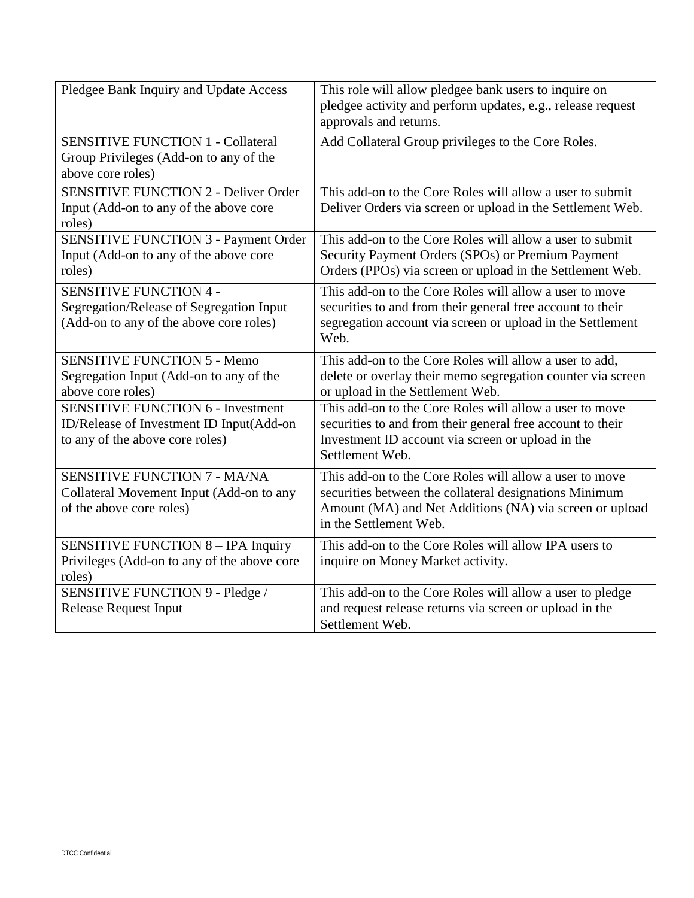| | |
|---|---|
| Pledgee Bank Inquiry and Update Access | This role will allow pledgee bank users to inquire on pledgee activity and perform updates, e.g., release request approvals and returns. |
| SENSITIVE FUNCTION 1 - Collateral Group Privileges (Add-on to any of the above core roles) | Add Collateral Group privileges to the Core Roles. |
| SENSITIVE FUNCTION 2 - Deliver Order Input (Add-on to any of the above core roles) | This add-on to the Core Roles will allow a user to submit Deliver Orders via screen or upload in the Settlement Web. |
| SENSITIVE FUNCTION 3 - Payment Order Input (Add-on to any of the above core roles) | This add-on to the Core Roles will allow a user to submit Security Payment Orders (SPOs) or Premium Payment Orders (PPOs) via screen or upload in the Settlement Web. |
| SENSITIVE FUNCTION 4 - Segregation/Release of Segregation Input (Add-on to any of the above core roles) | This add-on to the Core Roles will allow a user to move securities to and from their general free account to their segregation account via screen or upload in the Settlement Web. |
| SENSITIVE FUNCTION 5 - Memo Segregation Input (Add-on to any of the above core roles) | This add-on to the Core Roles will allow a user to add, delete or overlay their memo segregation counter via screen or upload in the Settlement Web. |
| SENSITIVE FUNCTION 6 - Investment ID/Release of Investment ID Input(Add-on to any of the above core roles) | This add-on to the Core Roles will allow a user to move securities to and from their general free account to their Investment ID account via screen or upload in the Settlement Web. |
| SENSITIVE FUNCTION 7 - MA/NA Collateral Movement Input (Add-on to any of the above core roles) | This add-on to the Core Roles will allow a user to move securities between the collateral designations Minimum Amount (MA) and Net Additions (NA) via screen or upload in the Settlement Web. |
| SENSITIVE FUNCTION 8 – IPA Inquiry Privileges (Add-on to any of the above core roles) | This add-on to the Core Roles will allow IPA users to inquire on Money Market activity. |
| SENSITIVE FUNCTION 9 - Pledge / Release Request Input | This add-on to the Core Roles will allow a user to pledge and request release returns via screen or upload in the Settlement Web. |

DTCC Confidential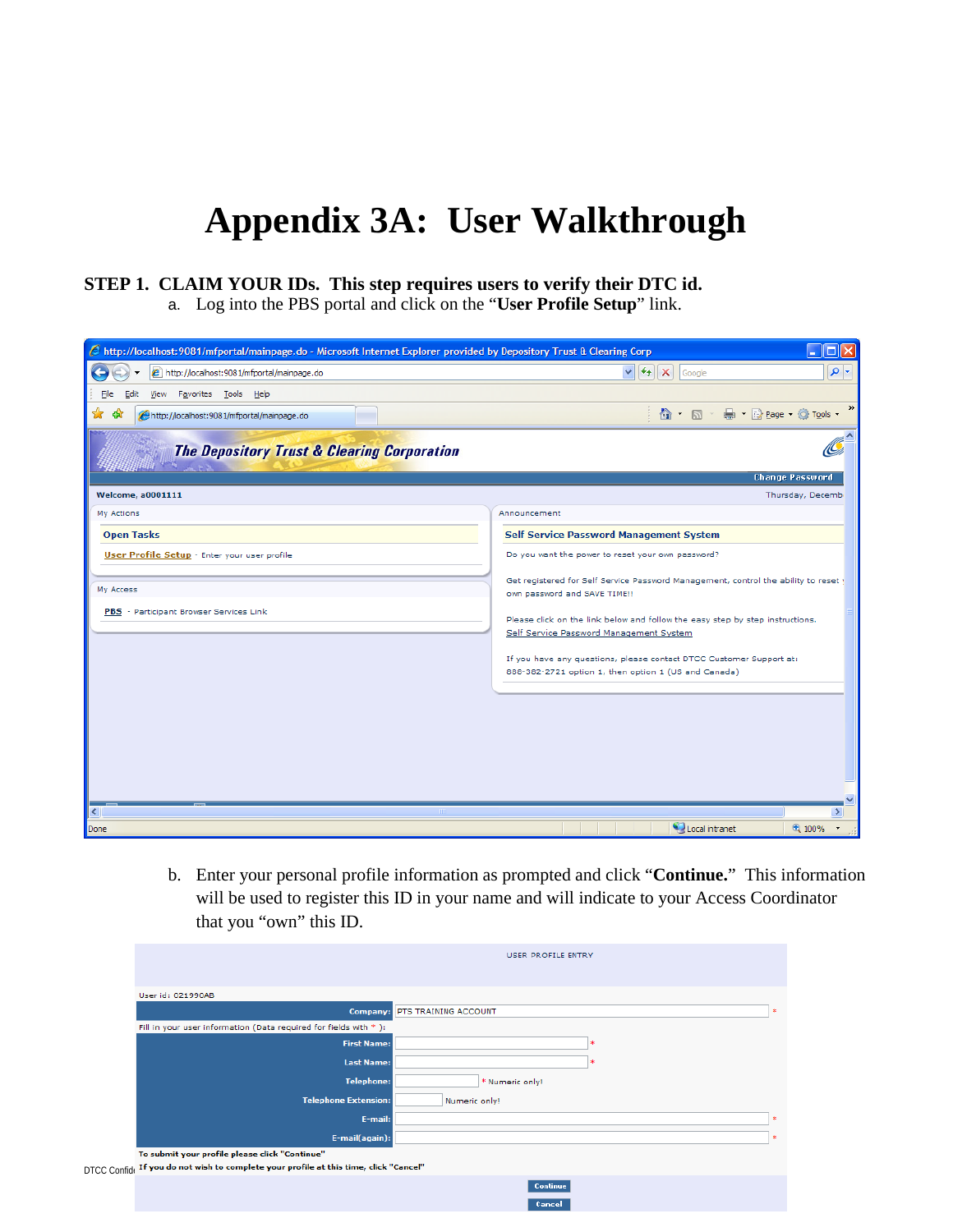# Appendix 3A: User Walkthrough

**STEP 1. CLAIM YOUR IDs. This step requires users to verify their DTC id.**

a. Log into the PBS portal and click on the "**User Profile Setup**" link.

b. Enter your personal profile information as prompted and click "**Continue.**" This information will be used to register this ID in your name and will indicate to your Access Coordinator that you "own" this ID.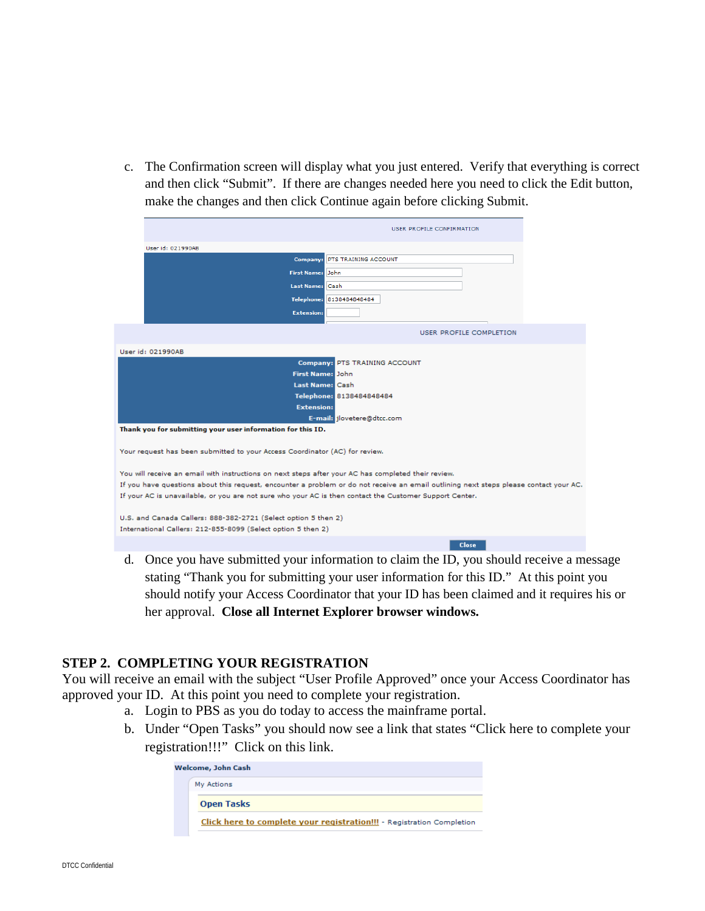c. The Confirmation screen will display what you just entered. Verify that everything is correct and then click "Submit". If there are changes needed here you need to click the Edit button, make the changes and then click Continue again before clicking Submit.

USER PROFILE CONFIRMATION

User id: 021990AB

| | |
|---|---|
| Company: | PTS TRAINING ACCOUNT |
| First Name: | John |
| Last Name: | Cash |
| Telephone: | 8138484848484 |
| Extension: | |

USER PROFILE COMPLETION

User id: 021990AB

| | |
|---|---|
| Company: | PTS TRAINING ACCOUNT |
| First Name: | John |
| Last Name: | Cash |
| Telephone: | 8138484848484 |
| Extension: | |
| E-mail: | jlovetere@dtcc.com |

**Thank you for submitting your user information for this ID.**

Your request has been submitted to your Access Coordinator (AC) for review.

You will receive an email with instructions on next steps after your AC has completed their review.
If you have questions about this request, encounter a problem or do not receive an email outlining next steps please contact your AC.
If your AC is unavailable, or you are not sure who your AC is then contact the Customer Support Center.

U.S. and Canada Callers: 888-382-2721 (Select option 5 then 2)
International Callers: 212-855-8099 (Select option 5 then 2)

Close

d. Once you have submitted your information to claim the ID, you should receive a message stating "Thank you for submitting your user information for this ID." At this point you should notify your Access Coordinator that your ID has been claimed and it requires his or her approval. **Close all Internet Explorer browser windows.**

## STEP 2. COMPLETING YOUR REGISTRATION

You will receive an email with the subject "User Profile Approved" once your Access Coordinator has approved your ID. At this point you need to complete your registration.

a. Login to PBS as you do today to access the mainframe portal.
b. Under "Open Tasks" you should now see a link that states "Click here to complete your registration!!!" Click on this link.

**Welcome, John Cash**

My Actions

**Open Tasks**

Click here to complete your registration!!! - Registration Completion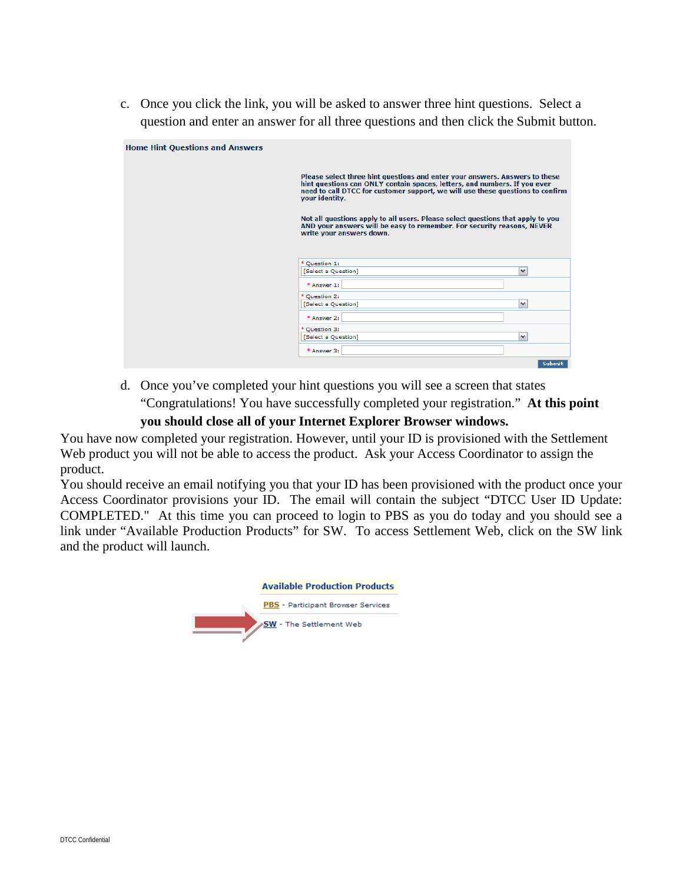c. Once you click the link, you will be asked to answer three hint questions. Select a question and enter an answer for all three questions and then click the Submit button.

**Home Hint Questions and Answers**

Please select three hint questions and enter your answers. Answers to these hint questions can ONLY contain spaces, letters, and numbers. If you ever need to call DTCC for customer support, we will use these questions to confirm your identity.

Not all questions apply to all users. Please select questions that apply to you AND your answers will be easy to remember. For security reasons, NEVER write your answers down.

* Question 1: [Select a Question]
* Answer 1:
* Question 2: [Select a Question]
* Answer 2:
* Question 3: [Select a Question]
* Answer 3:

Submit

d. Once you've completed your hint questions you will see a screen that states "Congratulations! You have successfully completed your registration." **At this point you should close all of your Internet Explorer Browser windows.**

You have now completed your registration. However, until your ID is provisioned with the Settlement Web product you will not be able to access the product. Ask your Access Coordinator to assign the product.

You should receive an email notifying you that your ID has been provisioned with the product once your Access Coordinator provisions your ID. The email will contain the subject "DTCC User ID Update: COMPLETED." At this time you can proceed to login to PBS as you do today and you should see a link under "Available Production Products" for SW. To access Settlement Web, click on the SW link and the product will launch.

**Available Production Products**

PBS - Participant Browser Services

SW - The Settlement Web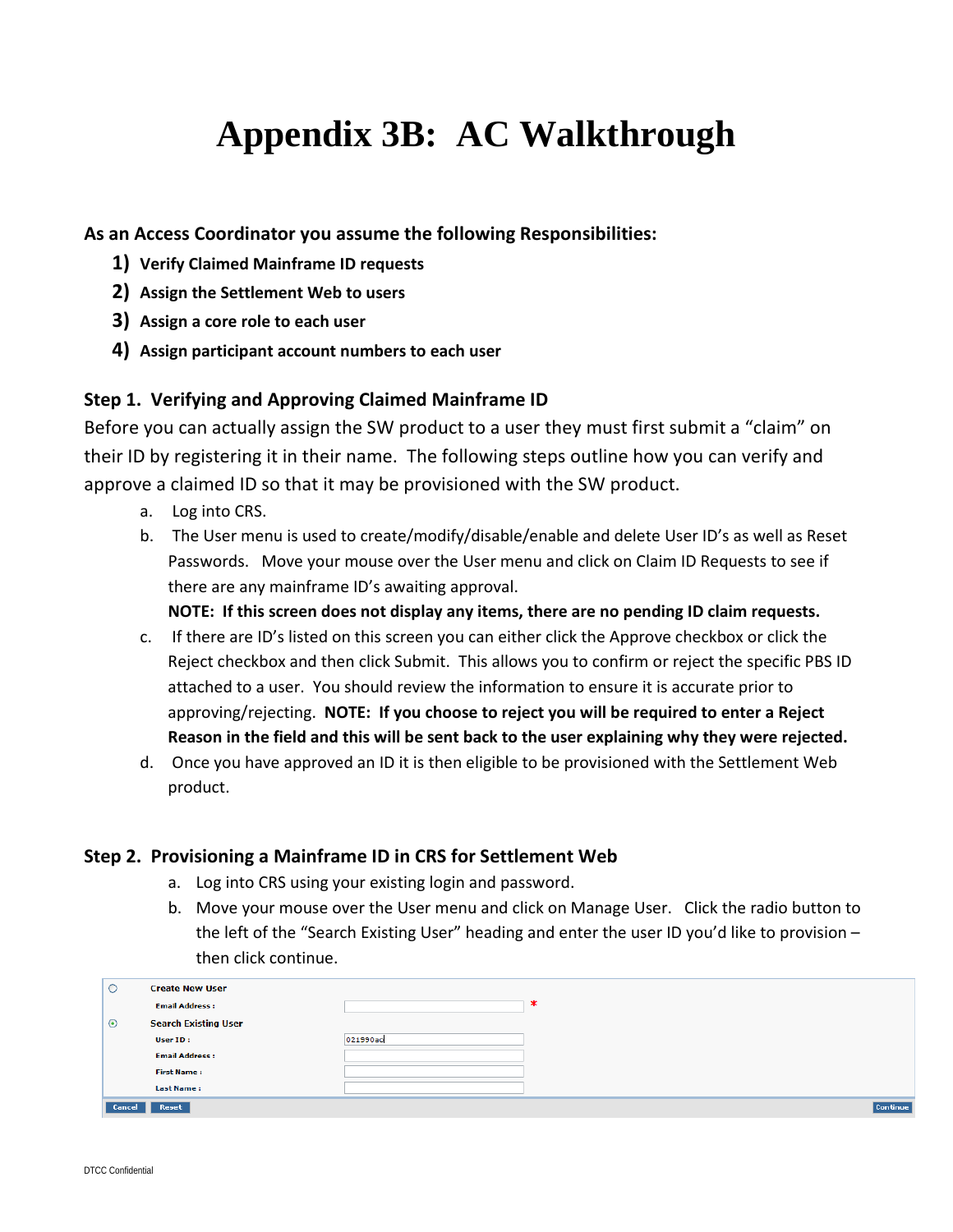# Appendix 3B: AC Walkthrough

**As an Access Coordinator you assume the following Responsibilities:**

1) **Verify Claimed Mainframe ID requests**
2) **Assign the Settlement Web to users**
3) **Assign a core role to each user**
4) **Assign participant account numbers to each user**

### Step 1. Verifying and Approving Claimed Mainframe ID

Before you can actually assign the SW product to a user they must first submit a "claim" on their ID by registering it in their name. The following steps outline how you can verify and approve a claimed ID so that it may be provisioned with the SW product.

a. Log into CRS.

b. The User menu is used to create/modify/disable/enable and delete User ID's as well as Reset Passwords. Move your mouse over the User menu and click on Claim ID Requests to see if there are any mainframe ID's awaiting approval.
   **NOTE: If this screen does not display any items, there are no pending ID claim requests.**

c. If there are ID's listed on this screen you can either click the Approve checkbox or click the Reject checkbox and then click Submit. This allows you to confirm or reject the specific PBS ID attached to a user. You should review the information to ensure it is accurate prior to approving/rejecting. **NOTE: If you choose to reject you will be required to enter a Reject Reason in the field and this will be sent back to the user explaining why they were rejected.**

d. Once you have approved an ID it is then eligible to be provisioned with the Settlement Web product.

### Step 2. Provisioning a Mainframe ID in CRS for Settlement Web

a. Log into CRS using your existing login and password.

b. Move your mouse over the User menu and click on Manage User. Click the radio button to the left of the "Search Existing User" heading and enter the user ID you'd like to provision – then click continue.

| | | |
|---|---|---|
| ○ | **Create New User** | |
| | Email Address : | * |
| ◉ | **Search Existing User** | |
| | User ID : | 021990ac |
| | Email Address : | |
| | First Name : | |
| | Last Name : | |
| Cancel | Reset | Continue |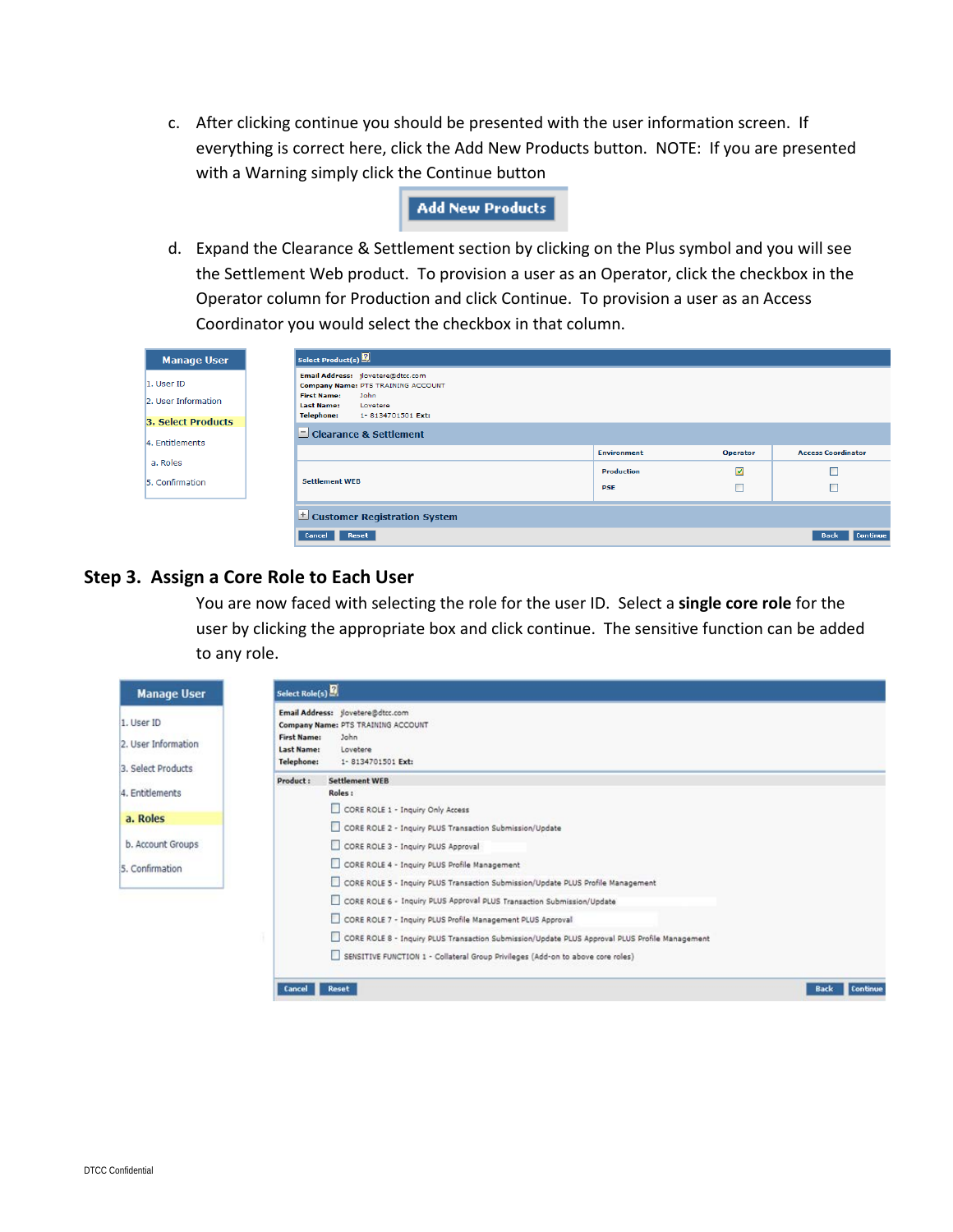c. After clicking continue you should be presented with the user information screen. If everything is correct here, click the Add New Products button. NOTE: If you are presented with a Warning simply click the Continue button

Add New Products

d. Expand the Clearance & Settlement section by clicking on the Plus symbol and you will see the Settlement Web product. To provision a user as an Operator, click the checkbox in the Operator column for Production and click Continue. To provision a user as an Access Coordinator you would select the checkbox in that column.

**Manage User**

1. User ID
2. User Information
3. Select Products
4. Entitlements
   a. Roles
5. Confirmation

**Select Product(s)**

Email Address: jlovetere@dtcc.com
Company Name: PTS TRAINING ACCOUNT
First Name: John
Last Name: Lovetere
Telephone: 1- 8134701501 Ext:

**Clearance & Settlement**

| | Environment | Operator | Access Coordinator |
|---|---|---|---|
| Settlement WEB | Production | ☑ | ☐ |
| | PSE | ☐ | ☐ |

**Customer Registration System**

Cancel | Reset | Back | Continue

## Step 3. Assign a Core Role to Each User

You are now faced with selecting the role for the user ID. Select a **single core role** for the user by clicking the appropriate box and click continue. The sensitive function can be added to any role.

**Manage User**

1. User ID
2. User Information
3. Select Products
4. Entitlements
   a. Roles
   b. Account Groups
5. Confirmation

**Select Role(s)**

Email Address: jlovetere@dtcc.com
Company Name: PTS TRAINING ACCOUNT
First Name: John
Last Name: Lovetere
Telephone: 1- 8134701501 Ext:

Product : Settlement WEB

Roles :

- ☐ CORE ROLE 1 - Inquiry Only Access
- ☐ CORE ROLE 2 - Inquiry PLUS Transaction Submission/Update
- ☐ CORE ROLE 3 - Inquiry PLUS Approval
- ☐ CORE ROLE 4 - Inquiry PLUS Profile Management
- ☐ CORE ROLE 5 - Inquiry PLUS Transaction Submission/Update PLUS Profile Management
- ☐ CORE ROLE 6 - Inquiry PLUS Approval PLUS Transaction Submission/Update
- ☐ CORE ROLE 7 - Inquiry PLUS Profile Management PLUS Approval
- ☐ CORE ROLE 8 - Inquiry PLUS Transaction Submission/Update PLUS Approval PLUS Profile Management
- ☐ SENSITIVE FUNCTION 1 - Collateral Group Privileges (Add-on to above core roles)

Cancel | Reset | Back | Continue

DTCC Confidential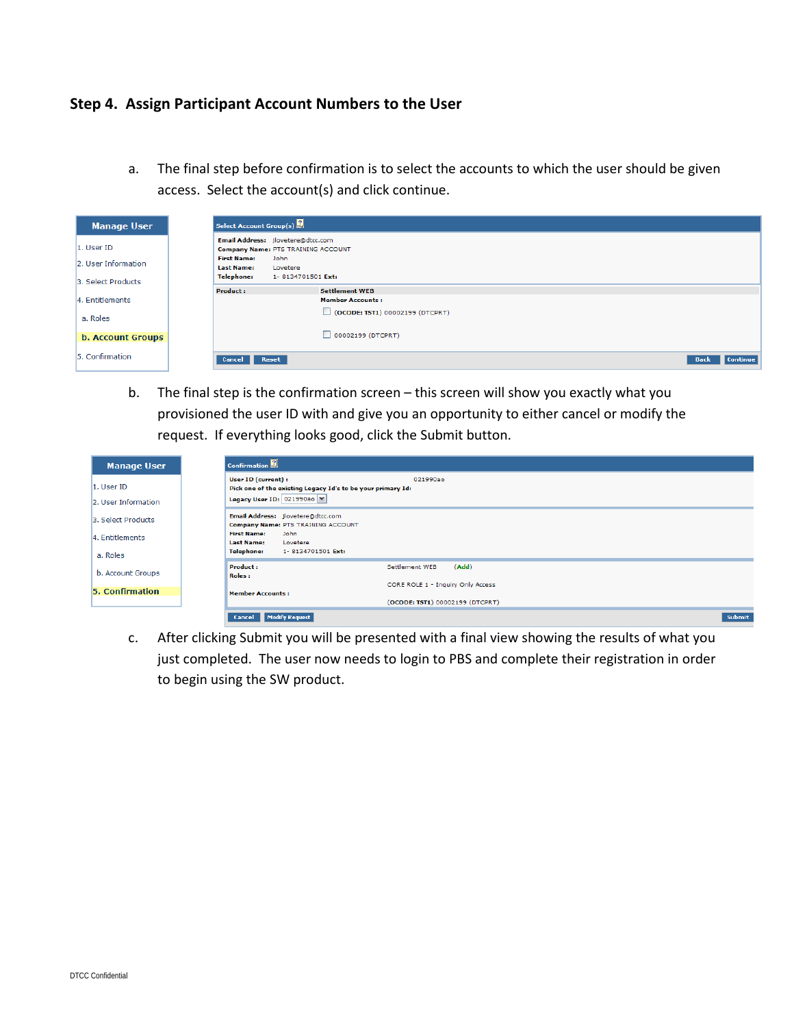## Step 4. Assign Participant Account Numbers to the User

a. The final step before confirmation is to select the accounts to which the user should be given access. Select the account(s) and click continue.

Manage User

1. User ID
2. User Information
3. Select Products
4. Entitlements
   a. Roles
   b. Account Groups
5. Confirmation

Select Account Group(s)

Email Address: jlovetere@dtcc.com
Company Name: PTS TRAINING ACCOUNT
First Name: John
Last Name: Lovetere
Telephone: 1- 8134701501 Ext:

Product : Settlement WEB
Member Accounts :
(OCODE: TST1) 00002199 (DTCPRT)
00002199 (DTCPRT)

Cancel Reset Back Continue

b. The final step is the confirmation screen – this screen will show you exactly what you provisioned the user ID with and give you an opportunity to either cancel or modify the request. If everything looks good, click the Submit button.

Manage User

1. User ID
2. User Information
3. Select Products
4. Entitlements
   a. Roles
   b. Account Groups
5. Confirmation

Confirmation

User ID (current) : 02199Oao
Pick one of the existing Legacy Id's to be your primary Id:
Legacy User ID: 02199Oao

Email Address: jlovetere@dtcc.com
Company Name: PTS TRAINING ACCOUNT
First Name: John
Last Name: Lovetere
Telephone: 1- 8134701501 Ext:

Product : Settlement WEB (Add)
Roles : CORE ROLE 1 - Inquiry Only Access
Member Accounts : (OCODE: TST1) 00002199 (DTCPRT)

Cancel Modify Request Submit

c. After clicking Submit you will be presented with a final view showing the results of what you just completed. The user now needs to login to PBS and complete their registration in order to begin using the SW product.

DTCC Confidential